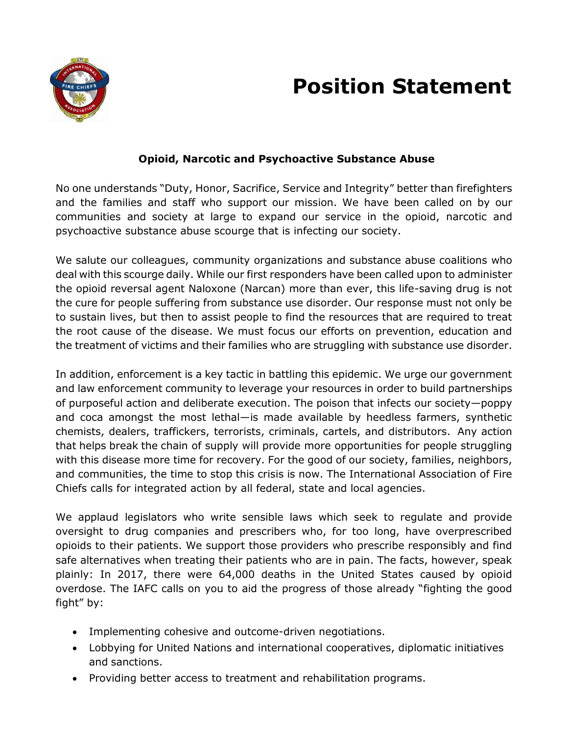# Position Statement

### Opioid, Narcotic and Psychoactive Substance Abuse

No one understands "Duty, Honor, Sacrifice, Service and Integrity" better than firefighters and the families and staff who support our mission. We have been called on by our communities and society at large to expand our service in the opioid, narcotic and psychoactive substance abuse scourge that is infecting our society.

We salute our colleagues, community organizations and substance abuse coalitions who deal with this scourge daily. While our first responders have been called upon to administer the opioid reversal agent Naloxone (Narcan) more than ever, this life-saving drug is not the cure for people suffering from substance use disorder. Our response must not only be to sustain lives, but then to assist people to find the resources that are required to treat the root cause of the disease. We must focus our efforts on prevention, education and the treatment of victims and their families who are struggling with substance use disorder.

In addition, enforcement is a key tactic in battling this epidemic. We urge our government and law enforcement community to leverage your resources in order to build partnerships of purposeful action and deliberate execution. The poison that infects our society—poppy and coca amongst the most lethal—is made available by heedless farmers, synthetic chemists, dealers, traffickers, terrorists, criminals, cartels, and distributors. Any action that helps break the chain of supply will provide more opportunities for people struggling with this disease more time for recovery. For the good of our society, families, neighbors, and communities, the time to stop this crisis is now. The International Association of Fire Chiefs calls for integrated action by all federal, state and local agencies.

We applaud legislators who write sensible laws which seek to regulate and provide oversight to drug companies and prescribers who, for too long, have overprescribed opioids to their patients. We support those providers who prescribe responsibly and find safe alternatives when treating their patients who are in pain. The facts, however, speak plainly: In 2017, there were 64,000 deaths in the United States caused by opioid overdose. The IAFC calls on you to aid the progress of those already "fighting the good fight" by:

- Implementing cohesive and outcome-driven negotiations.
- Lobbying for United Nations and international cooperatives, diplomatic initiatives and sanctions.
- Providing better access to treatment and rehabilitation programs.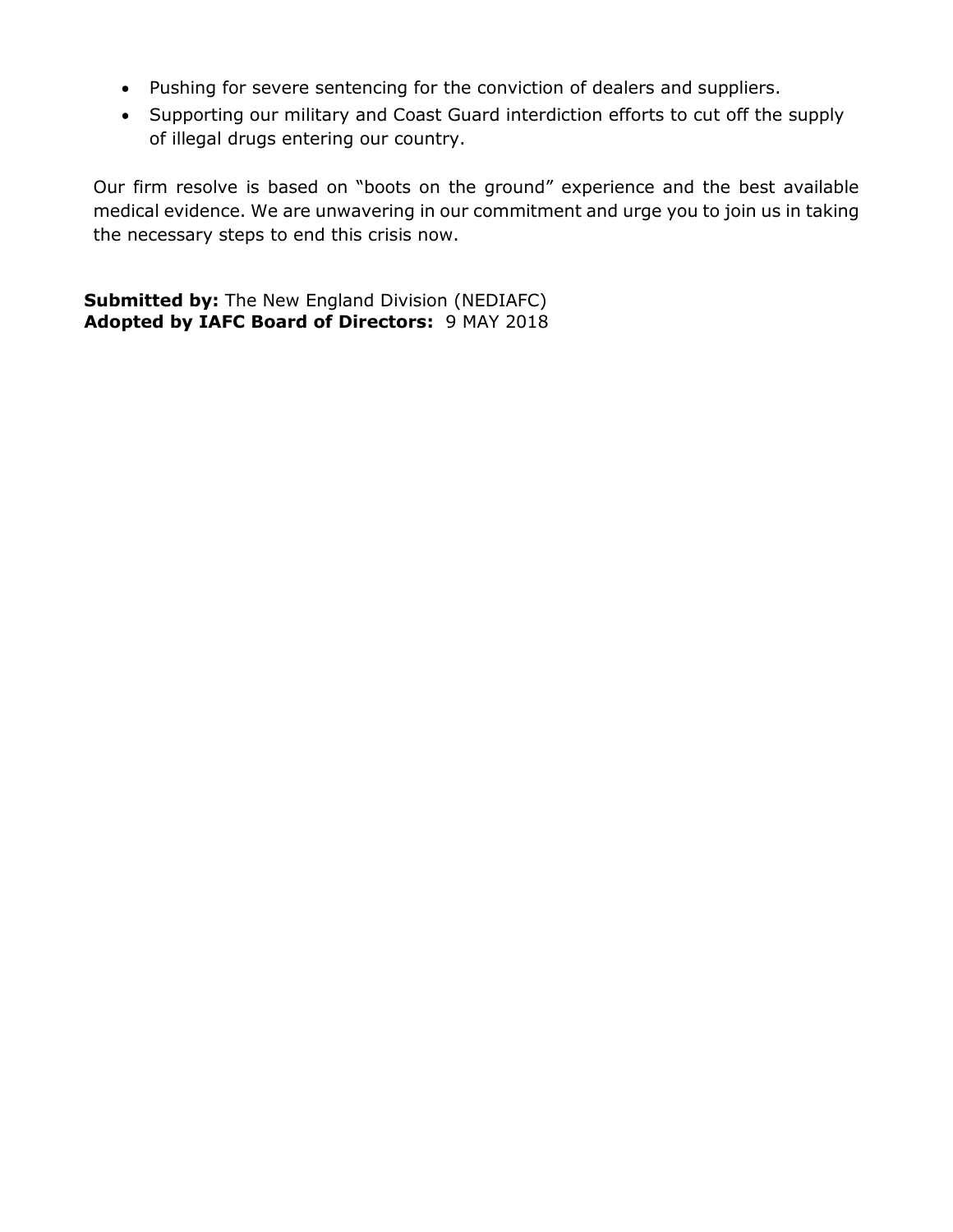- Pushing for severe sentencing for the conviction of dealers and suppliers.
- Supporting our military and Coast Guard interdiction efforts to cut off the supply of illegal drugs entering our country.

Our firm resolve is based on "boots on the ground" experience and the best available medical evidence. We are unwavering in our commitment and urge you to join us in taking the necessary steps to end this crisis now.

**Submitted by:** The New England Division (NEDIAFC)
**Adopted by IAFC Board of Directors:** 9 MAY 2018